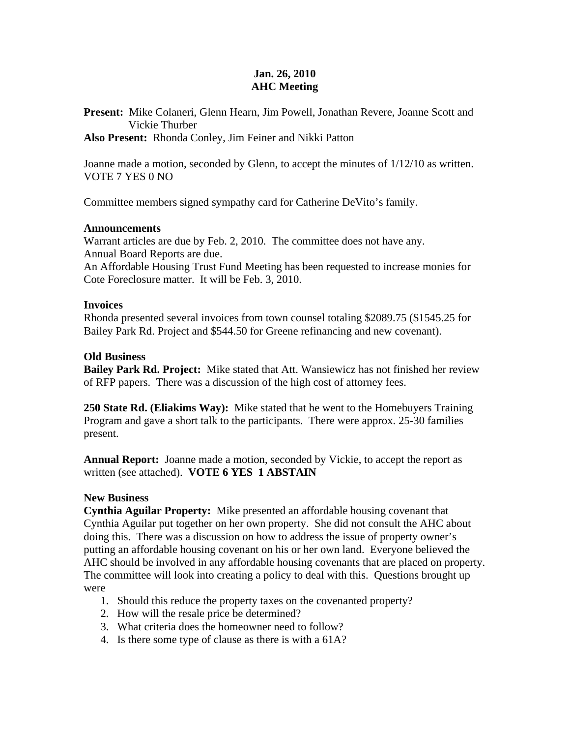# Jan. 26, 2010
# AHC Meeting

**Present:** Mike Colaneri, Glenn Hearn, Jim Powell, Jonathan Revere, Joanne Scott and Vickie Thurber
**Also Present:** Rhonda Conley, Jim Feiner and Nikki Patton

Joanne made a motion, seconded by Glenn, to accept the minutes of 1/12/10 as written. VOTE 7 YES 0 NO

Committee members signed sympathy card for Catherine DeVito's family.

**Announcements**
Warrant articles are due by Feb. 2, 2010. The committee does not have any.
Annual Board Reports are due.
An Affordable Housing Trust Fund Meeting has been requested to increase monies for Cote Foreclosure matter. It will be Feb. 3, 2010.

**Invoices**
Rhonda presented several invoices from town counsel totaling $2089.75 ($1545.25 for Bailey Park Rd. Project and $544.50 for Greene refinancing and new covenant).

**Old Business**
**Bailey Park Rd. Project:** Mike stated that Att. Wansiewicz has not finished her review of RFP papers. There was a discussion of the high cost of attorney fees.

**250 State Rd. (Eliakims Way):** Mike stated that he went to the Homebuyers Training Program and gave a short talk to the participants. There were approx. 25-30 families present.

**Annual Report:** Joanne made a motion, seconded by Vickie, to accept the report as written (see attached). **VOTE 6 YES 1 ABSTAIN**

**New Business**
**Cynthia Aguilar Property:** Mike presented an affordable housing covenant that Cynthia Aguilar put together on her own property. She did not consult the AHC about doing this. There was a discussion on how to address the issue of property owner's putting an affordable housing covenant on his or her own land. Everyone believed the AHC should be involved in any affordable housing covenants that are placed on property. The committee will look into creating a policy to deal with this. Questions brought up were

1. Should this reduce the property taxes on the covenanted property?
2. How will the resale price be determined?
3. What criteria does the homeowner need to follow?
4. Is there some type of clause as there is with a 61A?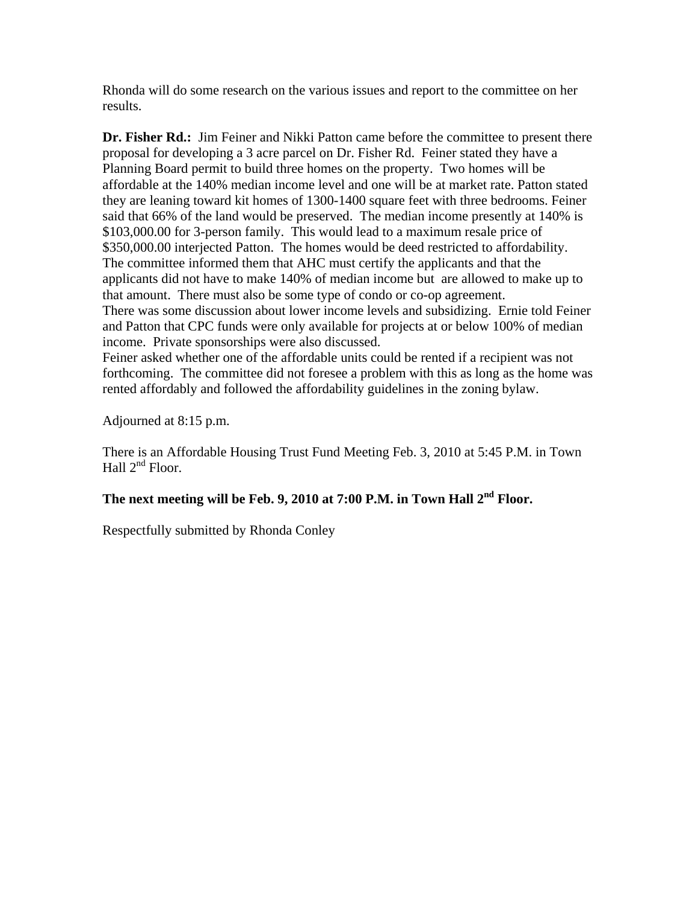Rhonda will do some research on the various issues and report to the committee on her results.

**Dr. Fisher Rd.:** Jim Feiner and Nikki Patton came before the committee to present there proposal for developing a 3 acre parcel on Dr. Fisher Rd. Feiner stated they have a Planning Board permit to build three homes on the property. Two homes will be affordable at the 140% median income level and one will be at market rate. Patton stated they are leaning toward kit homes of 1300-1400 square feet with three bedrooms. Feiner said that 66% of the land would be preserved. The median income presently at 140% is $103,000.00 for 3-person family. This would lead to a maximum resale price of $350,000.00 interjected Patton. The homes would be deed restricted to affordability. The committee informed them that AHC must certify the applicants and that the applicants did not have to make 140% of median income but are allowed to make up to that amount. There must also be some type of condo or co-op agreement.
There was some discussion about lower income levels and subsidizing. Ernie told Feiner and Patton that CPC funds were only available for projects at or below 100% of median income. Private sponsorships were also discussed.
Feiner asked whether one of the affordable units could be rented if a recipient was not forthcoming. The committee did not foresee a problem with this as long as the home was rented affordably and followed the affordability guidelines in the zoning bylaw.

Adjourned at 8:15 p.m.

There is an Affordable Housing Trust Fund Meeting Feb. 3, 2010 at 5:45 P.M. in Town Hall 2nd Floor.

**The next meeting will be Feb. 9, 2010 at 7:00 P.M. in Town Hall 2nd Floor.**

Respectfully submitted by Rhonda Conley